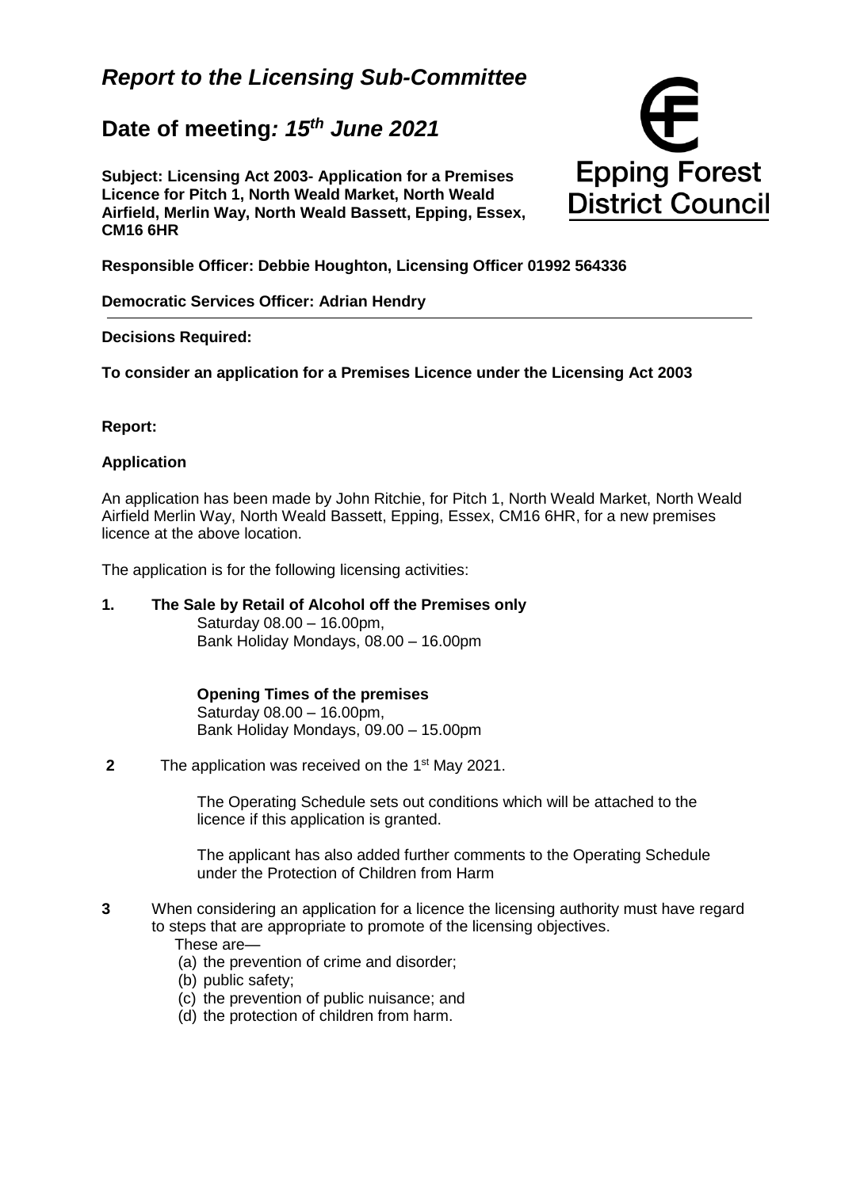# *Report to the Licensing Sub-Committee*

## Date of meeting*: 15th June 2021*

**Subject: Licensing Act 2003- Application for a Premises Licence for Pitch 1, North Weald Market, North Weald Airfield, Merlin Way, North Weald Bassett, Epping, Essex, CM16 6HR**

Epping Forest District Council

**Responsible Officer: Debbie Houghton, Licensing Officer 01992 564336**

**Democratic Services Officer: Adrian Hendry**

---

**Decisions Required:**

**To consider an application for a Premises Licence under the Licensing Act 2003**

**Report:**

**Application**

An application has been made by John Ritchie, for Pitch 1, North Weald Market, North Weald Airfield Merlin Way, North Weald Bassett, Epping, Essex, CM16 6HR, for a new premises licence at the above location.

The application is for the following licensing activities:

**1. The Sale by Retail of Alcohol off the Premises only**
Saturday 08.00 – 16.00pm,
Bank Holiday Mondays, 08.00 – 16.00pm

**Opening Times of the premises**
Saturday 08.00 – 16.00pm,
Bank Holiday Mondays, 09.00 – 15.00pm

**2** The application was received on the 1st May 2021.

The Operating Schedule sets out conditions which will be attached to the licence if this application is granted.

The applicant has also added further comments to the Operating Schedule under the Protection of Children from Harm

**3** When considering an application for a licence the licensing authority must have regard to steps that are appropriate to promote of the licensing objectives.
These are—
(a) the prevention of crime and disorder;
(b) public safety;
(c) the prevention of public nuisance; and
(d) the protection of children from harm.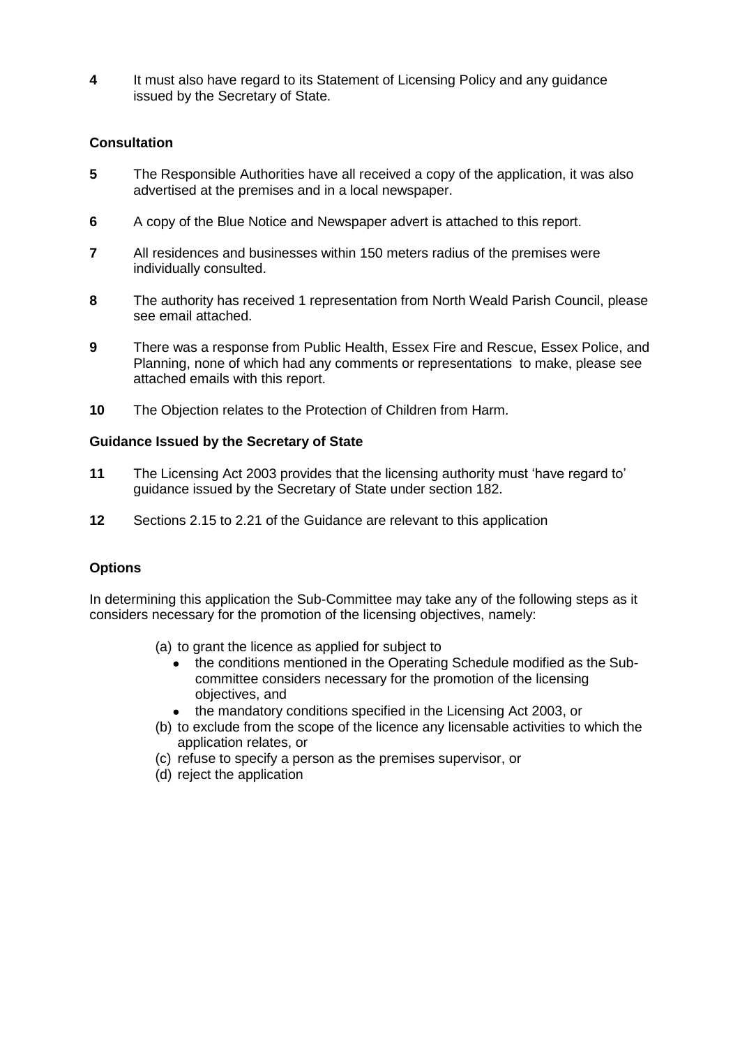**4** It must also have regard to its Statement of Licensing Policy and any guidance issued by the Secretary of State.

### Consultation

**5** The Responsible Authorities have all received a copy of the application, it was also advertised at the premises and in a local newspaper.

**6** A copy of the Blue Notice and Newspaper advert is attached to this report.

**7** All residences and businesses within 150 meters radius of the premises were individually consulted.

**8** The authority has received 1 representation from North Weald Parish Council, please see email attached.

**9** There was a response from Public Health, Essex Fire and Rescue, Essex Police, and Planning, none of which had any comments or representations to make, please see attached emails with this report.

**10** The Objection relates to the Protection of Children from Harm.

### Guidance Issued by the Secretary of State

**11** The Licensing Act 2003 provides that the licensing authority must 'have regard to' guidance issued by the Secretary of State under section 182.

**12** Sections 2.15 to 2.21 of the Guidance are relevant to this application

### Options

In determining this application the Sub-Committee may take any of the following steps as it considers necessary for the promotion of the licensing objectives, namely:

(a) to grant the licence as applied for subject to
- the conditions mentioned in the Operating Schedule modified as the Sub-committee considers necessary for the promotion of the licensing objectives, and
- the mandatory conditions specified in the Licensing Act 2003, or

(b) to exclude from the scope of the licence any licensable activities to which the application relates, or

(c) refuse to specify a person as the premises supervisor, or

(d) reject the application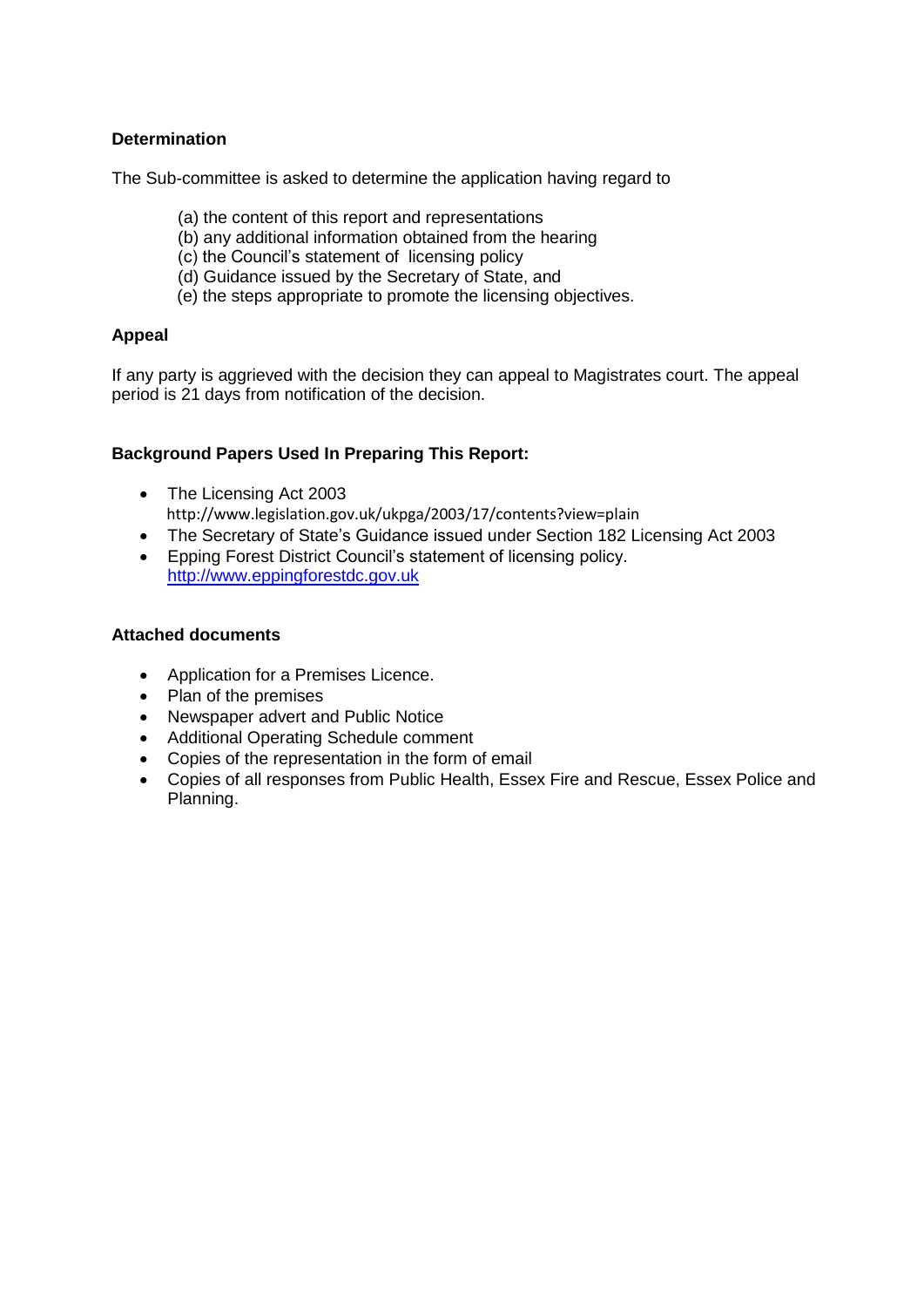**Determination**

The Sub-committee is asked to determine the application having regard to

(a) the content of this report and representations
(b) any additional information obtained from the hearing
(c) the Council's statement of licensing policy
(d) Guidance issued by the Secretary of State, and
(e) the steps appropriate to promote the licensing objectives.

**Appeal**

If any party is aggrieved with the decision they can appeal to Magistrates court. The appeal period is 21 days from notification of the decision.

**Background Papers Used In Preparing This Report:**

- The Licensing Act 2003
  http://www.legislation.gov.uk/ukpga/2003/17/contents?view=plain
- The Secretary of State's Guidance issued under Section 182 Licensing Act 2003
- Epping Forest District Council's statement of licensing policy.
  [http://www.eppingforestdc.gov.uk](http://www.eppingforestdc.gov.uk)

**Attached documents**

- Application for a Premises Licence.
- Plan of the premises
- Newspaper advert and Public Notice
- Additional Operating Schedule comment
- Copies of the representation in the form of email
- Copies of all responses from Public Health, Essex Fire and Rescue, Essex Police and Planning.